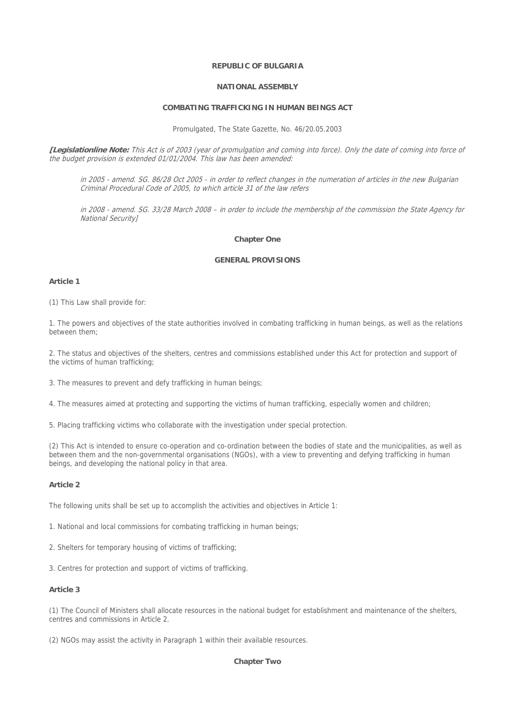**REPUBLIC OF BULGARIA**

**NATIONAL ASSEMBLY**

# COMBATING TRAFFICKING IN HUMAN BEINGS ACT

Promulgated, The State Gazette, No. 46/20.05.2003

***[Legislationline Note:*** *This Act is of 2003 (year of promulgation and coming into force). Only the date of coming into force of the budget provision is extended 01/01/2004. This law has been amended:*

> *in 2005 - amend. SG. 86/28 Oct 2005 - in order to reflect changes in the numeration of articles in the new Bulgarian Criminal Procedural Code of 2005, to which article 31 of the law refers*
>
> *in 2008 - amend. SG. 33/28 March 2008 – in order to include the membership of the commission the State Agency for National Security]*

## Chapter One

## GENERAL PROVISIONS

### Article 1

(1) This Law shall provide for:

1. The powers and objectives of the state authorities involved in combating trafficking in human beings, as well as the relations between them;

2. The status and objectives of the shelters, centres and commissions established under this Act for protection and support of the victims of human trafficking;

3. The measures to prevent and defy trafficking in human beings;

4. The measures aimed at protecting and supporting the victims of human trafficking, especially women and children;

5. Placing trafficking victims who collaborate with the investigation under special protection.

(2) This Act is intended to ensure co-operation and co-ordination between the bodies of state and the municipalities, as well as between them and the non-governmental organisations (NGOs), with a view to preventing and defying trafficking in human beings, and developing the national policy in that area.

### Article 2

The following units shall be set up to accomplish the activities and objectives in Article 1:

1. National and local commissions for combating trafficking in human beings;

2. Shelters for temporary housing of victims of trafficking;

3. Centres for protection and support of victims of trafficking.

### Article 3

(1) The Council of Ministers shall allocate resources in the national budget for establishment and maintenance of the shelters, centres and commissions in Article 2.

(2) NGOs may assist the activity in Paragraph 1 within their available resources.

## Chapter Two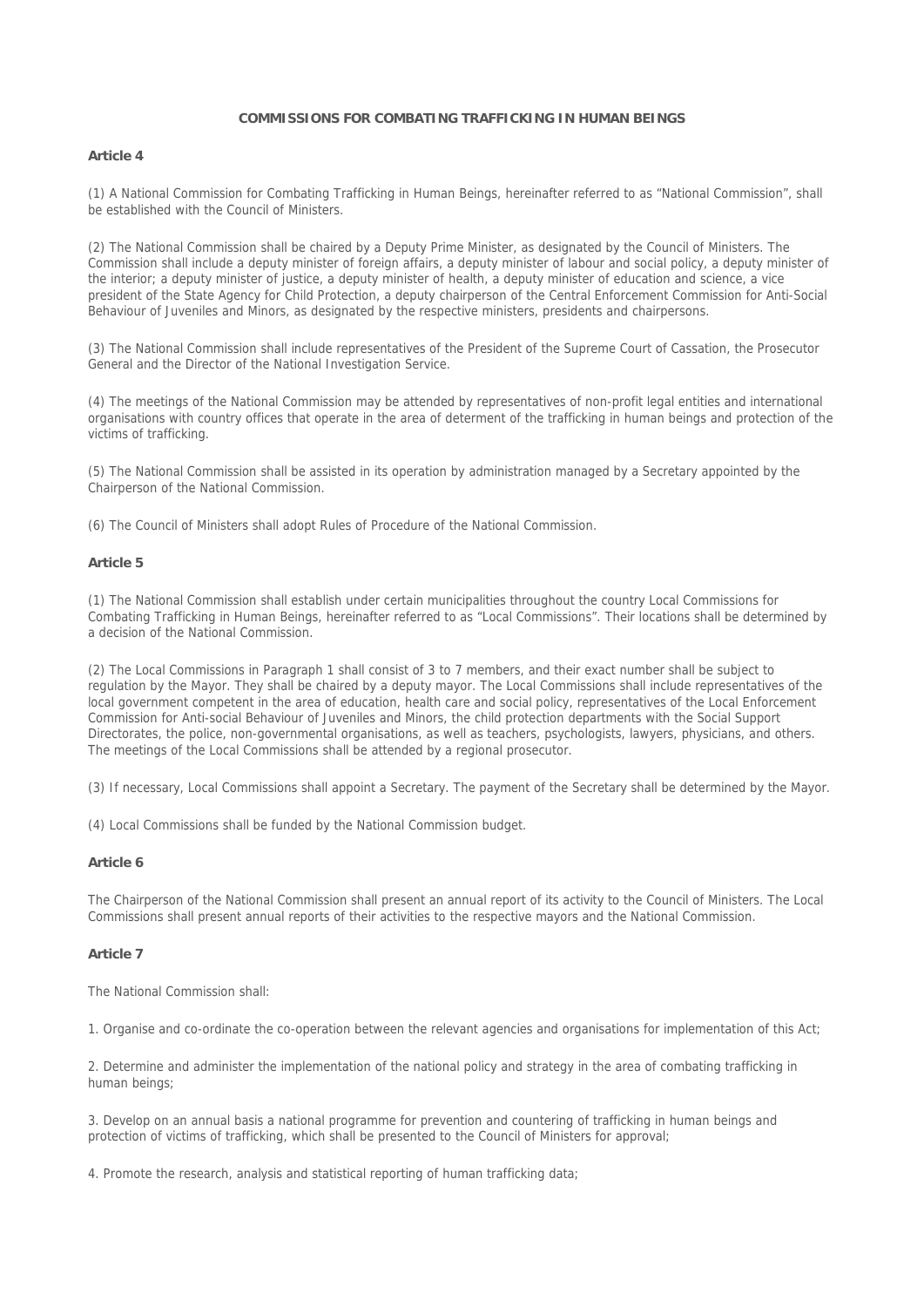## COMMISSIONS FOR COMBATING TRAFFICKING IN HUMAN BEINGS

### Article 4

(1) A National Commission for Combating Trafficking in Human Beings, hereinafter referred to as "National Commission", shall be established with the Council of Ministers.

(2) The National Commission shall be chaired by a Deputy Prime Minister, as designated by the Council of Ministers. The Commission shall include a deputy minister of foreign affairs, a deputy minister of labour and social policy, a deputy minister of the interior; a deputy minister of justice, a deputy minister of health, a deputy minister of education and science, a vice president of the State Agency for Child Protection, a deputy chairperson of the Central Enforcement Commission for Anti-Social Behaviour of Juveniles and Minors, as designated by the respective ministers, presidents and chairpersons.

(3) The National Commission shall include representatives of the President of the Supreme Court of Cassation, the Prosecutor General and the Director of the National Investigation Service.

(4) The meetings of the National Commission may be attended by representatives of non-profit legal entities and international organisations with country offices that operate in the area of determent of the trafficking in human beings and protection of the victims of trafficking.

(5) The National Commission shall be assisted in its operation by administration managed by a Secretary appointed by the Chairperson of the National Commission.

(6) The Council of Ministers shall adopt Rules of Procedure of the National Commission.

### Article 5

(1) The National Commission shall establish under certain municipalities throughout the country Local Commissions for Combating Trafficking in Human Beings, hereinafter referred to as "Local Commissions". Their locations shall be determined by a decision of the National Commission.

(2) The Local Commissions in Paragraph 1 shall consist of 3 to 7 members, and their exact number shall be subject to regulation by the Mayor. They shall be chaired by a deputy mayor. The Local Commissions shall include representatives of the local government competent in the area of education, health care and social policy, representatives of the Local Enforcement Commission for Anti-social Behaviour of Juveniles and Minors, the child protection departments with the Social Support Directorates, the police, non-governmental organisations, as well as teachers, psychologists, lawyers, physicians, and others. The meetings of the Local Commissions shall be attended by a regional prosecutor.

(3) If necessary, Local Commissions shall appoint a Secretary. The payment of the Secretary shall be determined by the Mayor.

(4) Local Commissions shall be funded by the National Commission budget.

### Article 6

The Chairperson of the National Commission shall present an annual report of its activity to the Council of Ministers. The Local Commissions shall present annual reports of their activities to the respective mayors and the National Commission.

### Article 7

The National Commission shall:

1. Organise and co-ordinate the co-operation between the relevant agencies and organisations for implementation of this Act;

2. Determine and administer the implementation of the national policy and strategy in the area of combating trafficking in human beings;

3. Develop on an annual basis a national programme for prevention and countering of trafficking in human beings and protection of victims of trafficking, which shall be presented to the Council of Ministers for approval;

4. Promote the research, analysis and statistical reporting of human trafficking data;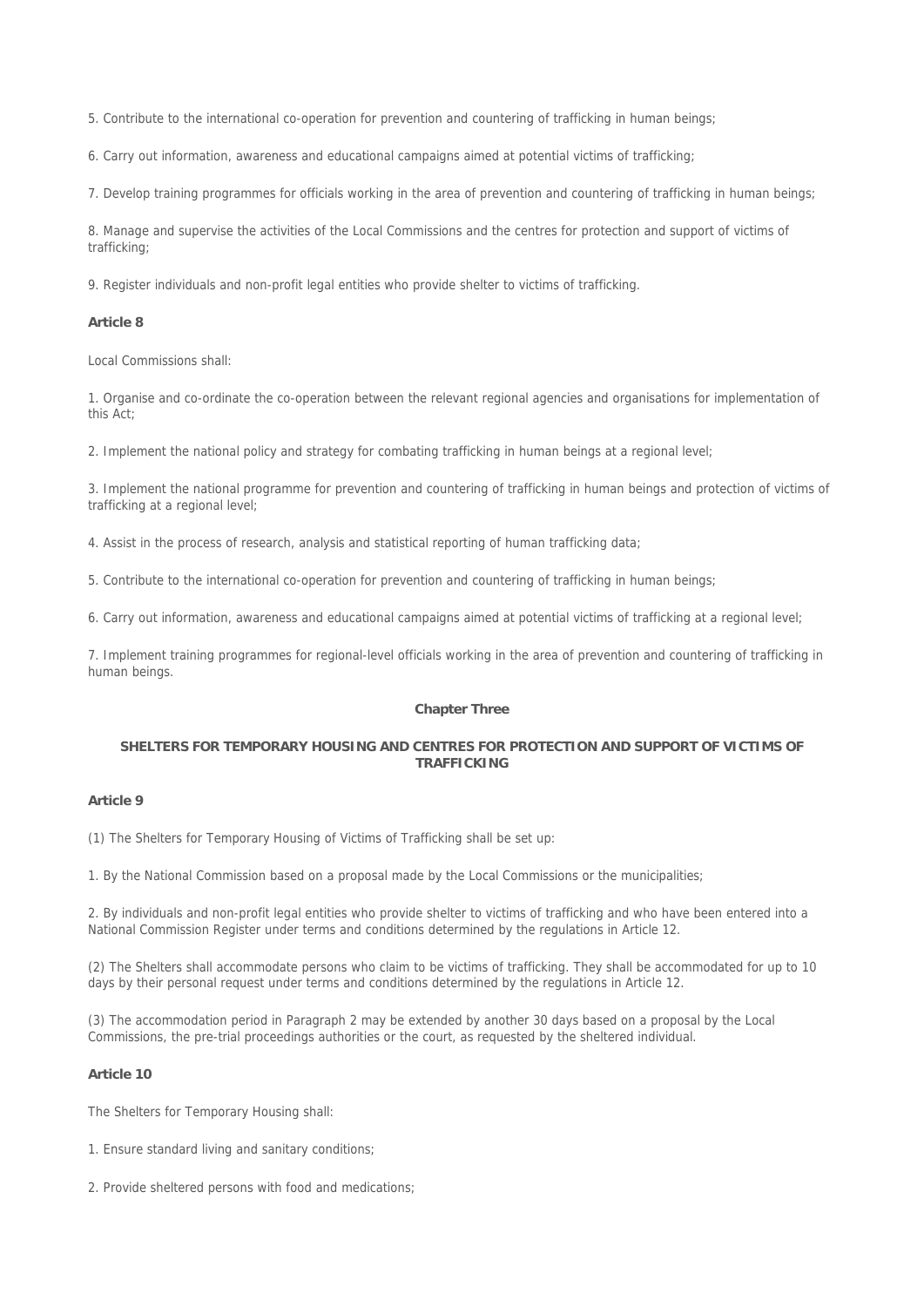5. Contribute to the international co-operation for prevention and countering of trafficking in human beings;

6. Carry out information, awareness and educational campaigns aimed at potential victims of trafficking;

7. Develop training programmes for officials working in the area of prevention and countering of trafficking in human beings;

8. Manage and supervise the activities of the Local Commissions and the centres for protection and support of victims of trafficking;

9. Register individuals and non-profit legal entities who provide shelter to victims of trafficking.

**Article 8**

Local Commissions shall:

1. Organise and co-ordinate the co-operation between the relevant regional agencies and organisations for implementation of this Act;

2. Implement the national policy and strategy for combating trafficking in human beings at a regional level;

3. Implement the national programme for prevention and countering of trafficking in human beings and protection of victims of trafficking at a regional level;

4. Assist in the process of research, analysis and statistical reporting of human trafficking data;

5. Contribute to the international co-operation for prevention and countering of trafficking in human beings;

6. Carry out information, awareness and educational campaigns aimed at potential victims of trafficking at a regional level;

7. Implement training programmes for regional-level officials working in the area of prevention and countering of trafficking in human beings.

## Chapter Three

## SHELTERS FOR TEMPORARY HOUSING AND CENTRES FOR PROTECTION AND SUPPORT OF VICTIMS OF TRAFFICKING

**Article 9**

(1) The Shelters for Temporary Housing of Victims of Trafficking shall be set up:

1. By the National Commission based on a proposal made by the Local Commissions or the municipalities;

2. By individuals and non-profit legal entities who provide shelter to victims of trafficking and who have been entered into a National Commission Register under terms and conditions determined by the regulations in Article 12.

(2) The Shelters shall accommodate persons who claim to be victims of trafficking. They shall be accommodated for up to 10 days by their personal request under terms and conditions determined by the regulations in Article 12.

(3) The accommodation period in Paragraph 2 may be extended by another 30 days based on a proposal by the Local Commissions, the pre-trial proceedings authorities or the court, as requested by the sheltered individual.

**Article 10**

The Shelters for Temporary Housing shall:

1. Ensure standard living and sanitary conditions;

2. Provide sheltered persons with food and medications;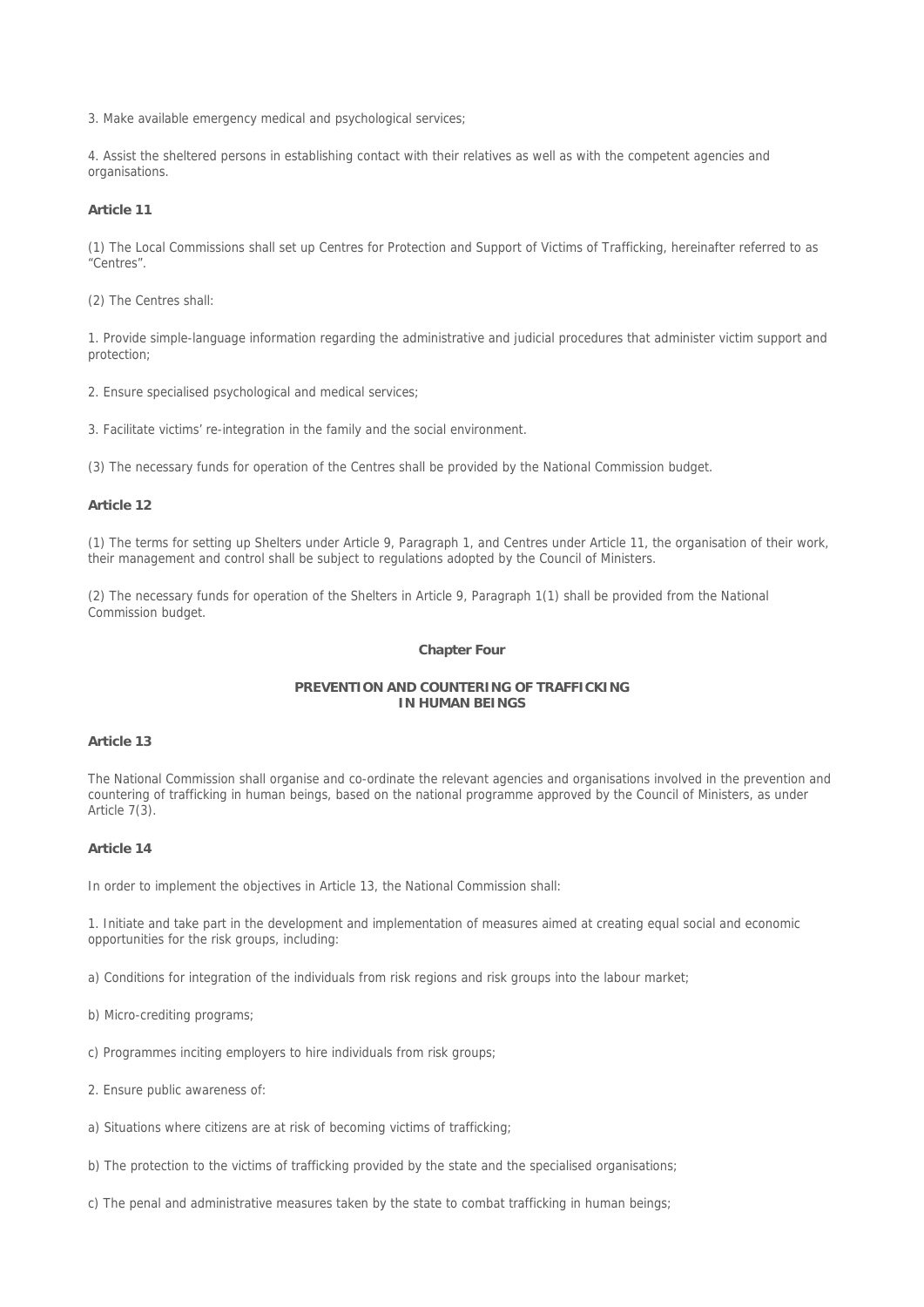3. Make available emergency medical and psychological services;

4. Assist the sheltered persons in establishing contact with their relatives as well as with the competent agencies and organisations.

**Article 11**

(1) The Local Commissions shall set up Centres for Protection and Support of Victims of Trafficking, hereinafter referred to as "Centres".

(2) The Centres shall:

1. Provide simple-language information regarding the administrative and judicial procedures that administer victim support and protection;

2. Ensure specialised psychological and medical services;

3. Facilitate victims' re-integration in the family and the social environment.

(3) The necessary funds for operation of the Centres shall be provided by the National Commission budget.

**Article 12**

(1) The terms for setting up Shelters under Article 9, Paragraph 1, and Centres under Article 11, the organisation of their work, their management and control shall be subject to regulations adopted by the Council of Ministers.

(2) The necessary funds for operation of the Shelters in Article 9, Paragraph 1(1) shall be provided from the National Commission budget.

## Chapter Four

## PREVENTION AND COUNTERING OF TRAFFICKING IN HUMAN BEINGS

**Article 13**

The National Commission shall organise and co-ordinate the relevant agencies and organisations involved in the prevention and countering of trafficking in human beings, based on the national programme approved by the Council of Ministers, as under Article 7(3).

**Article 14**

In order to implement the objectives in Article 13, the National Commission shall:

1. Initiate and take part in the development and implementation of measures aimed at creating equal social and economic opportunities for the risk groups, including:

a) Conditions for integration of the individuals from risk regions and risk groups into the labour market;

b) Micro-crediting programs;

c) Programmes inciting employers to hire individuals from risk groups;

2. Ensure public awareness of:

a) Situations where citizens are at risk of becoming victims of trafficking;

b) The protection to the victims of trafficking provided by the state and the specialised organisations;

c) The penal and administrative measures taken by the state to combat trafficking in human beings;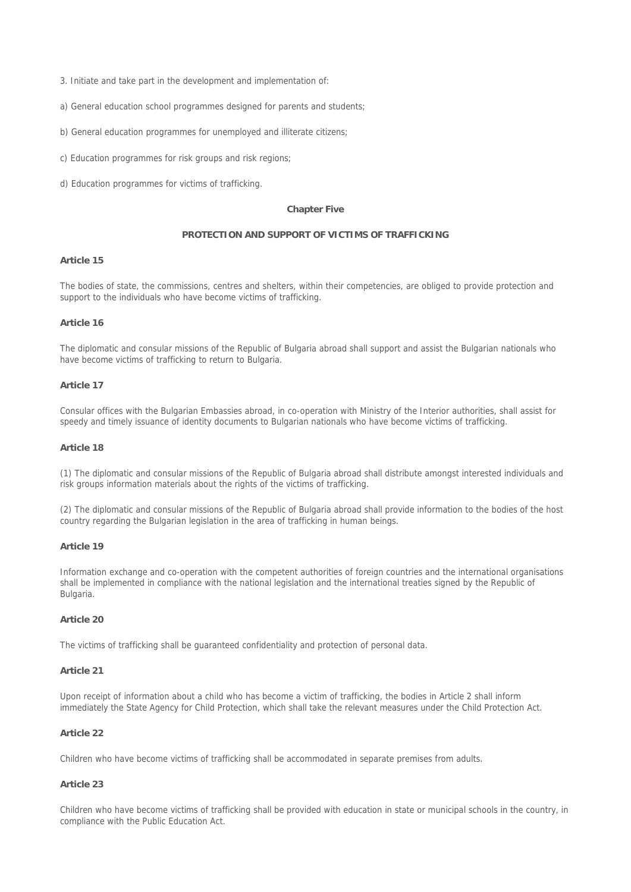3. Initiate and take part in the development and implementation of:

a) General education school programmes designed for parents and students;

b) General education programmes for unemployed and illiterate citizens;

c) Education programmes for risk groups and risk regions;

d) Education programmes for victims of trafficking.

## Chapter Five

## PROTECTION AND SUPPORT OF VICTIMS OF TRAFFICKING

### Article 15

The bodies of state, the commissions, centres and shelters, within their competencies, are obliged to provide protection and support to the individuals who have become victims of trafficking.

### Article 16

The diplomatic and consular missions of the Republic of Bulgaria abroad shall support and assist the Bulgarian nationals who have become victims of trafficking to return to Bulgaria.

### Article 17

Consular offices with the Bulgarian Embassies abroad, in co-operation with Ministry of the Interior authorities, shall assist for speedy and timely issuance of identity documents to Bulgarian nationals who have become victims of trafficking.

### Article 18

(1) The diplomatic and consular missions of the Republic of Bulgaria abroad shall distribute amongst interested individuals and risk groups information materials about the rights of the victims of trafficking.

(2) The diplomatic and consular missions of the Republic of Bulgaria abroad shall provide information to the bodies of the host country regarding the Bulgarian legislation in the area of trafficking in human beings.

### Article 19

Information exchange and co-operation with the competent authorities of foreign countries and the international organisations shall be implemented in compliance with the national legislation and the international treaties signed by the Republic of Bulgaria.

### Article 20

The victims of trafficking shall be guaranteed confidentiality and protection of personal data.

### Article 21

Upon receipt of information about a child who has become a victim of trafficking, the bodies in Article 2 shall inform immediately the State Agency for Child Protection, which shall take the relevant measures under the Child Protection Act.

### Article 22

Children who have become victims of trafficking shall be accommodated in separate premises from adults.

### Article 23

Children who have become victims of trafficking shall be provided with education in state or municipal schools in the country, in compliance with the Public Education Act.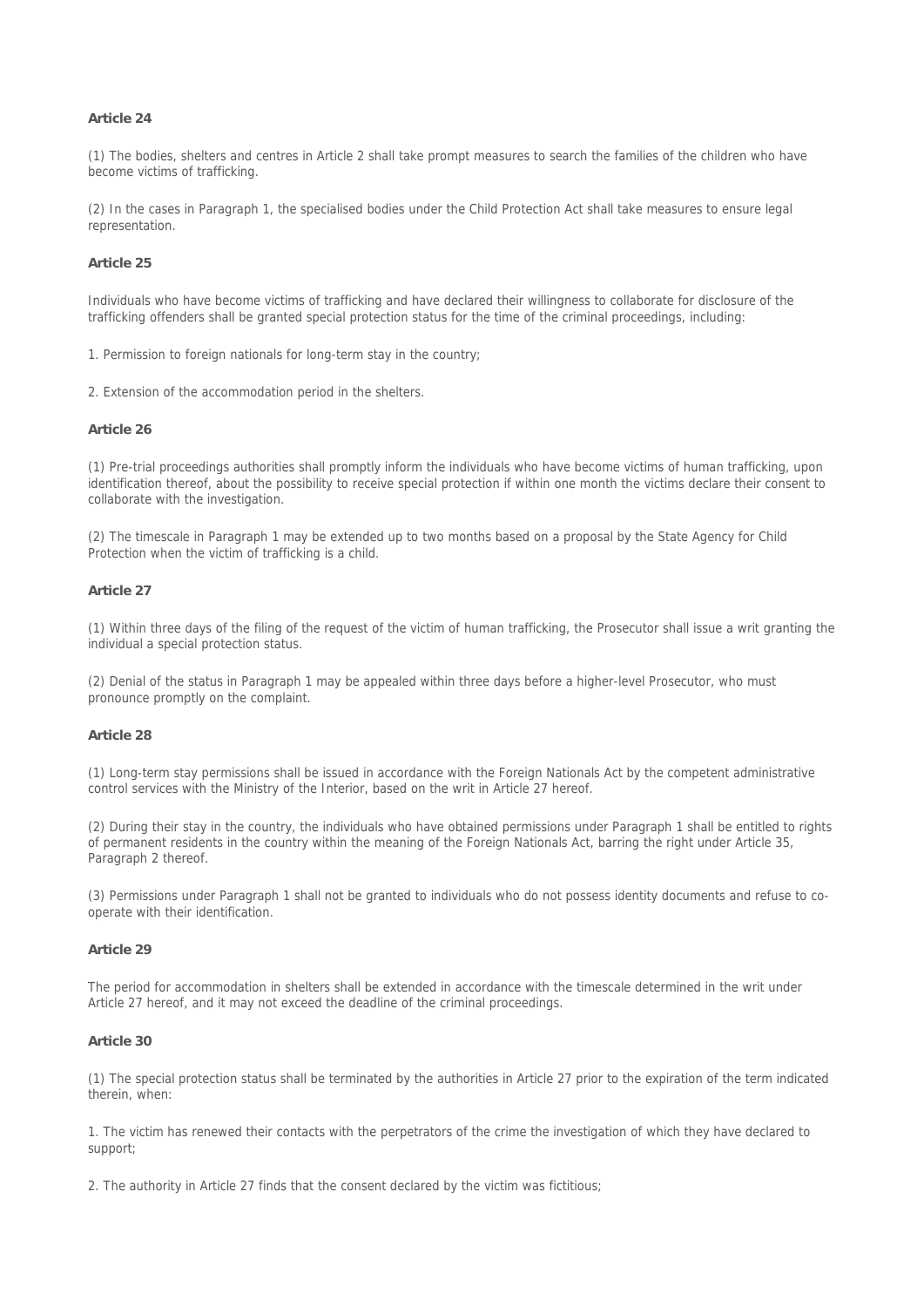**Article 24**

(1) The bodies, shelters and centres in Article 2 shall take prompt measures to search the families of the children who have become victims of trafficking.

(2) In the cases in Paragraph 1, the specialised bodies under the Child Protection Act shall take measures to ensure legal representation.

**Article 25**

Individuals who have become victims of trafficking and have declared their willingness to collaborate for disclosure of the trafficking offenders shall be granted special protection status for the time of the criminal proceedings, including:

1. Permission to foreign nationals for long-term stay in the country;

2. Extension of the accommodation period in the shelters.

**Article 26**

(1) Pre-trial proceedings authorities shall promptly inform the individuals who have become victims of human trafficking, upon identification thereof, about the possibility to receive special protection if within one month the victims declare their consent to collaborate with the investigation.

(2) The timescale in Paragraph 1 may be extended up to two months based on a proposal by the State Agency for Child Protection when the victim of trafficking is a child.

**Article 27**

(1) Within three days of the filing of the request of the victim of human trafficking, the Prosecutor shall issue a writ granting the individual a special protection status.

(2) Denial of the status in Paragraph 1 may be appealed within three days before a higher-level Prosecutor, who must pronounce promptly on the complaint.

**Article 28**

(1) Long-term stay permissions shall be issued in accordance with the Foreign Nationals Act by the competent administrative control services with the Ministry of the Interior, based on the writ in Article 27 hereof.

(2) During their stay in the country, the individuals who have obtained permissions under Paragraph 1 shall be entitled to rights of permanent residents in the country within the meaning of the Foreign Nationals Act, barring the right under Article 35, Paragraph 2 thereof.

(3) Permissions under Paragraph 1 shall not be granted to individuals who do not possess identity documents and refuse to co-operate with their identification.

**Article 29**

The period for accommodation in shelters shall be extended in accordance with the timescale determined in the writ under Article 27 hereof, and it may not exceed the deadline of the criminal proceedings.

**Article 30**

(1) The special protection status shall be terminated by the authorities in Article 27 prior to the expiration of the term indicated therein, when:

1. The victim has renewed their contacts with the perpetrators of the crime the investigation of which they have declared to support;

2. The authority in Article 27 finds that the consent declared by the victim was fictitious;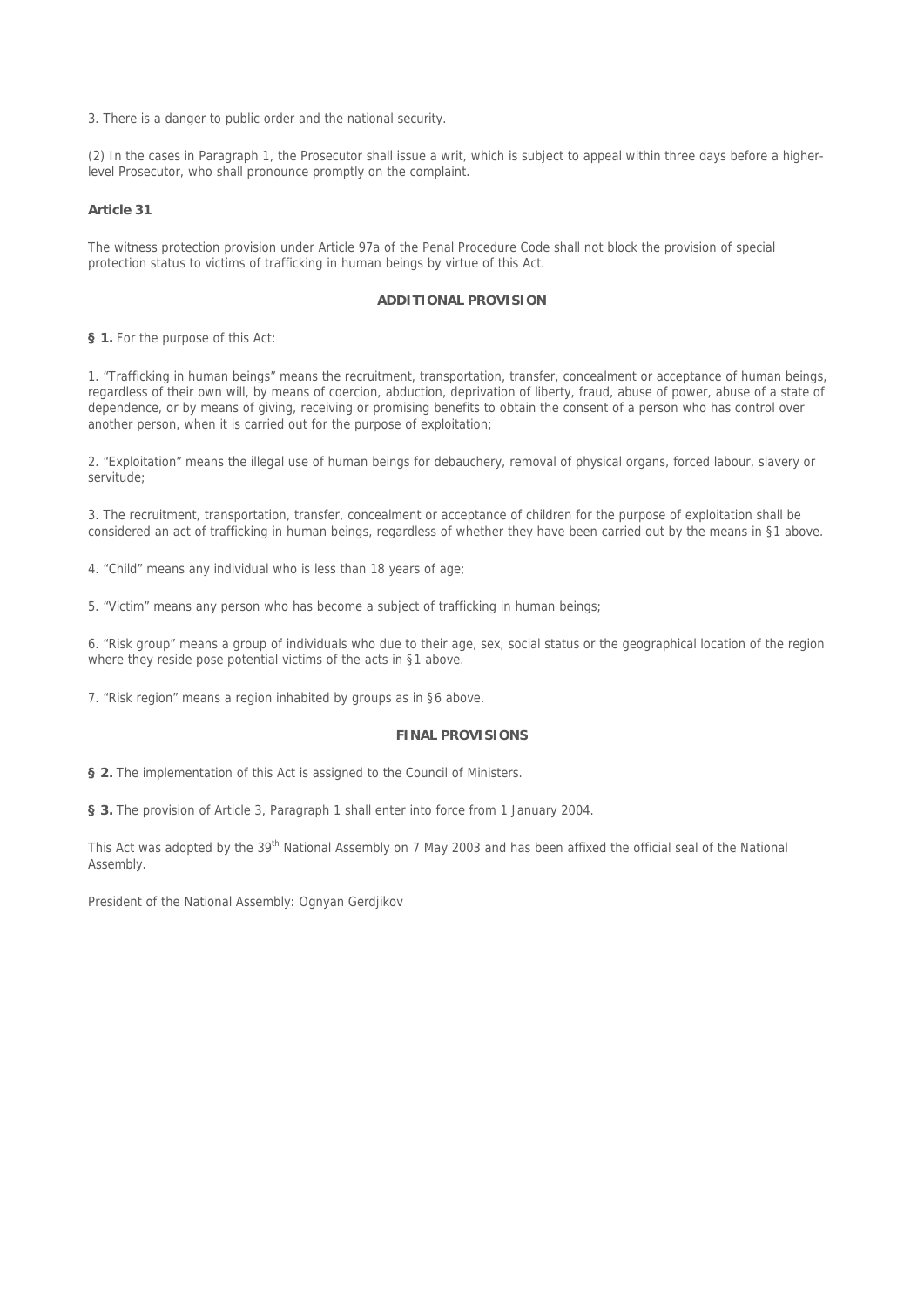3. There is a danger to public order and the national security.

(2) In the cases in Paragraph 1, the Prosecutor shall issue a writ, which is subject to appeal within three days before a higher-level Prosecutor, who shall pronounce promptly on the complaint.

### Article 31

The witness protection provision under Article 97a of the Penal Procedure Code shall not block the provision of special protection status to victims of trafficking in human beings by virtue of this Act.

## ADDITIONAL PROVISION

**§ 1.** For the purpose of this Act:

1. "Trafficking in human beings" means the recruitment, transportation, transfer, concealment or acceptance of human beings, regardless of their own will, by means of coercion, abduction, deprivation of liberty, fraud, abuse of power, abuse of a state of dependence, or by means of giving, receiving or promising benefits to obtain the consent of a person who has control over another person, when it is carried out for the purpose of exploitation;

2. "Exploitation" means the illegal use of human beings for debauchery, removal of physical organs, forced labour, slavery or servitude;

3. The recruitment, transportation, transfer, concealment or acceptance of children for the purpose of exploitation shall be considered an act of trafficking in human beings, regardless of whether they have been carried out by the means in §1 above.

4. "Child" means any individual who is less than 18 years of age;

5. "Victim" means any person who has become a subject of trafficking in human beings;

6. "Risk group" means a group of individuals who due to their age, sex, social status or the geographical location of the region where they reside pose potential victims of the acts in §1 above.

7. "Risk region" means a region inhabited by groups as in §6 above.

## FINAL PROVISIONS

**§ 2.** The implementation of this Act is assigned to the Council of Ministers.

**§ 3.** The provision of Article 3, Paragraph 1 shall enter into force from 1 January 2004.

This Act was adopted by the 39th National Assembly on 7 May 2003 and has been affixed the official seal of the National Assembly.

President of the National Assembly: Ognyan Gerdjikov